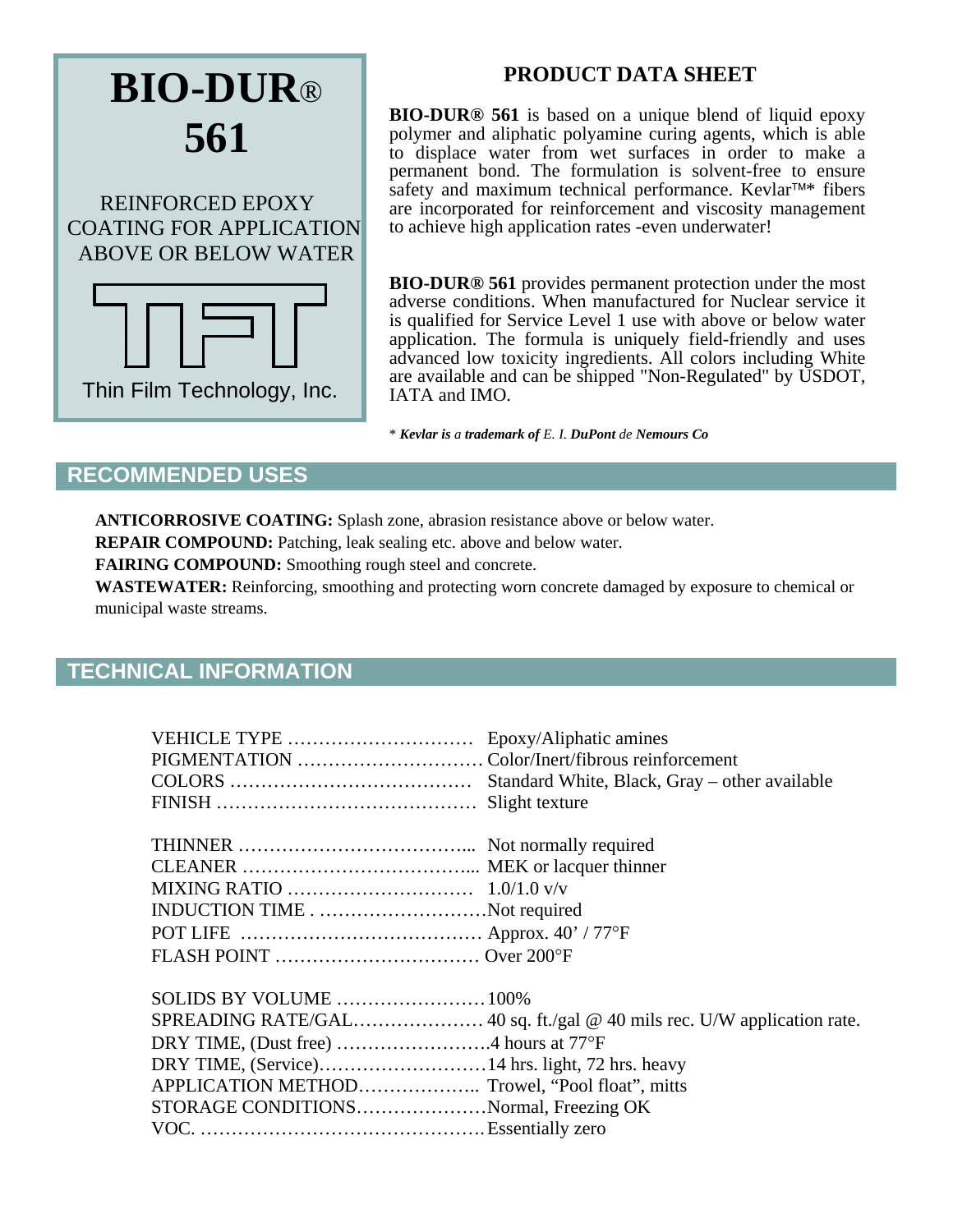# BIO-DUR® 561

REINFORCED EPOXY COATING FOR APPLICATION ABOVE OR BELOW WATER

Thin Film Technology, Inc.

## PRODUCT DATA SHEET

**BIO-DUR® 561** is based on a unique blend of liquid epoxy polymer and aliphatic polyamine curing agents, which is able to displace water from wet surfaces in order to make a permanent bond. The formulation is solvent-free to ensure safety and maximum technical performance. Kevlar™* fibers are incorporated for reinforcement and viscosity management to achieve high application rates -even underwater!

**BIO-DUR® 561** provides permanent protection under the most adverse conditions. When manufactured for Nuclear service it is qualified for Service Level 1 use with above or below water application. The formula is uniquely field-friendly and uses advanced low toxicity ingredients. All colors including White are available and can be shipped "Non-Regulated" by USDOT, IATA and IMO.

\* ***Kevlar is** a **trademark of** E. I. **DuPont** de **Nemours Co***

## RECOMMENDED USES

**ANTICORROSIVE COATING:** Splash zone, abrasion resistance above or below water.

**REPAIR COMPOUND:** Patching, leak sealing etc. above and below water.

**FAIRING COMPOUND:** Smoothing rough steel and concrete.

**WASTEWATER:** Reinforcing, smoothing and protecting worn concrete damaged by exposure to chemical or municipal waste streams.

## TECHNICAL INFORMATION

| | |
|---|---|
| VEHICLE TYPE | Epoxy/Aliphatic amines |
| PIGMENTATION | Color/Inert/fibrous reinforcement |
| COLORS | Standard White, Black, Gray – other available |
| FINISH | Slight texture |
| THINNER | Not normally required |
| CLEANER | MEK or lacquer thinner |
| MIXING RATIO | 1.0/1.0 v/v |
| INDUCTION TIME | Not required |
| POT LIFE | Approx. 40' / 77°F |
| FLASH POINT | Over 200°F |
| SOLIDS BY VOLUME | 100% |
| SPREADING RATE/GAL | 40 sq. ft./gal @ 40 mils rec. U/W application rate. |
| DRY TIME, (Dust free) | 4 hours at 77°F |
| DRY TIME, (Service) | 14 hrs. light, 72 hrs. heavy |
| APPLICATION METHOD | Trowel, "Pool float", mitts |
| STORAGE CONDITIONS | Normal, Freezing OK |
| VOC. | Essentially zero |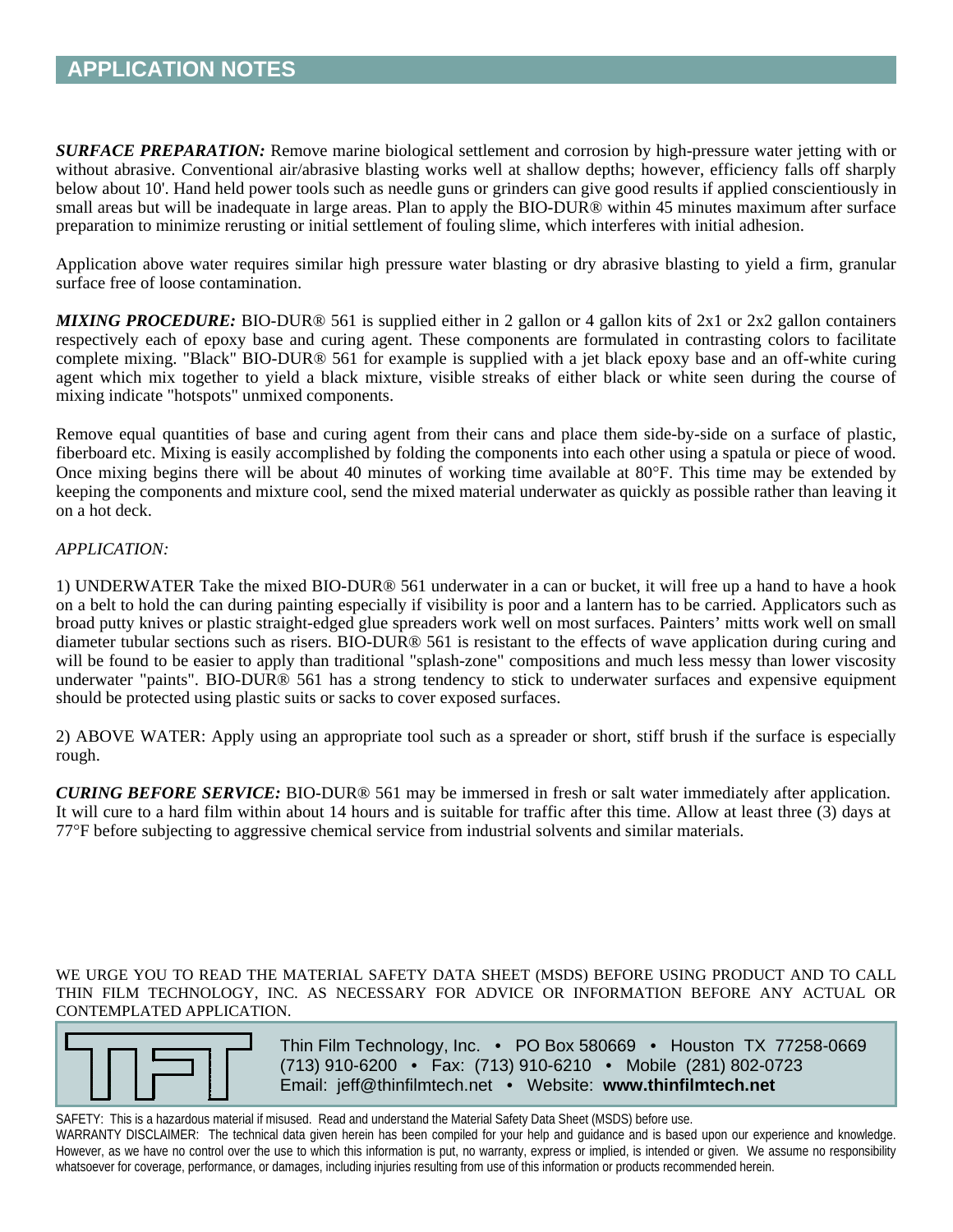## APPLICATION NOTES

***SURFACE PREPARATION:*** Remove marine biological settlement and corrosion by high-pressure water jetting with or without abrasive. Conventional air/abrasive blasting works well at shallow depths; however, efficiency falls off sharply below about 10'. Hand held power tools such as needle guns or grinders can give good results if applied conscientiously in small areas but will be inadequate in large areas. Plan to apply the BIO-DUR® within 45 minutes maximum after surface preparation to minimize rerusting or initial settlement of fouling slime, which interferes with initial adhesion.

Application above water requires similar high pressure water blasting or dry abrasive blasting to yield a firm, granular surface free of loose contamination.

***MIXING PROCEDURE:*** BIO-DUR® 561 is supplied either in 2 gallon or 4 gallon kits of 2x1 or 2x2 gallon containers respectively each of epoxy base and curing agent. These components are formulated in contrasting colors to facilitate complete mixing. "Black" BIO-DUR® 561 for example is supplied with a jet black epoxy base and an off-white curing agent which mix together to yield a black mixture, visible streaks of either black or white seen during the course of mixing indicate "hotspots" unmixed components.

Remove equal quantities of base and curing agent from their cans and place them side-by-side on a surface of plastic, fiberboard etc. Mixing is easily accomplished by folding the components into each other using a spatula or piece of wood. Once mixing begins there will be about 40 minutes of working time available at 80°F. This time may be extended by keeping the components and mixture cool, send the mixed material underwater as quickly as possible rather than leaving it on a hot deck.

*APPLICATION:*

1) UNDERWATER Take the mixed BIO-DUR® 561 underwater in a can or bucket, it will free up a hand to have a hook on a belt to hold the can during painting especially if visibility is poor and a lantern has to be carried. Applicators such as broad putty knives or plastic straight-edged glue spreaders work well on most surfaces. Painters' mitts work well on small diameter tubular sections such as risers. BIO-DUR® 561 is resistant to the effects of wave application during curing and will be found to be easier to apply than traditional "splash-zone" compositions and much less messy than lower viscosity underwater "paints". BIO-DUR® 561 has a strong tendency to stick to underwater surfaces and expensive equipment should be protected using plastic suits or sacks to cover exposed surfaces.

2) ABOVE WATER: Apply using an appropriate tool such as a spreader or short, stiff brush if the surface is especially rough.

***CURING BEFORE SERVICE:*** BIO-DUR® 561 may be immersed in fresh or salt water immediately after application. It will cure to a hard film within about 14 hours and is suitable for traffic after this time. Allow at least three (3) days at 77°F before subjecting to aggressive chemical service from industrial solvents and similar materials.

WE URGE YOU TO READ THE MATERIAL SAFETY DATA SHEET (MSDS) BEFORE USING PRODUCT AND TO CALL THIN FILM TECHNOLOGY, INC. AS NECESSARY FOR ADVICE OR INFORMATION BEFORE ANY ACTUAL OR CONTEMPLATED APPLICATION.

TFT

Thin Film Technology, Inc. • PO Box 580669 • Houston TX 77258-0669
(713) 910-6200 • Fax: (713) 910-6210 • Mobile (281) 802-0723
Email: jeff@thinfilmtech.net • Website: **www.thinfilmtech.net**

SAFETY: This is a hazardous material if misused. Read and understand the Material Safety Data Sheet (MSDS) before use.

WARRANTY DISCLAIMER: The technical data given herein has been compiled for your help and guidance and is based upon our experience and knowledge. However, as we have no control over the use to which this information is put, no warranty, express or implied, is intended or given. We assume no responsibility whatsoever for coverage, performance, or damages, including injuries resulting from use of this information or products recommended herein.